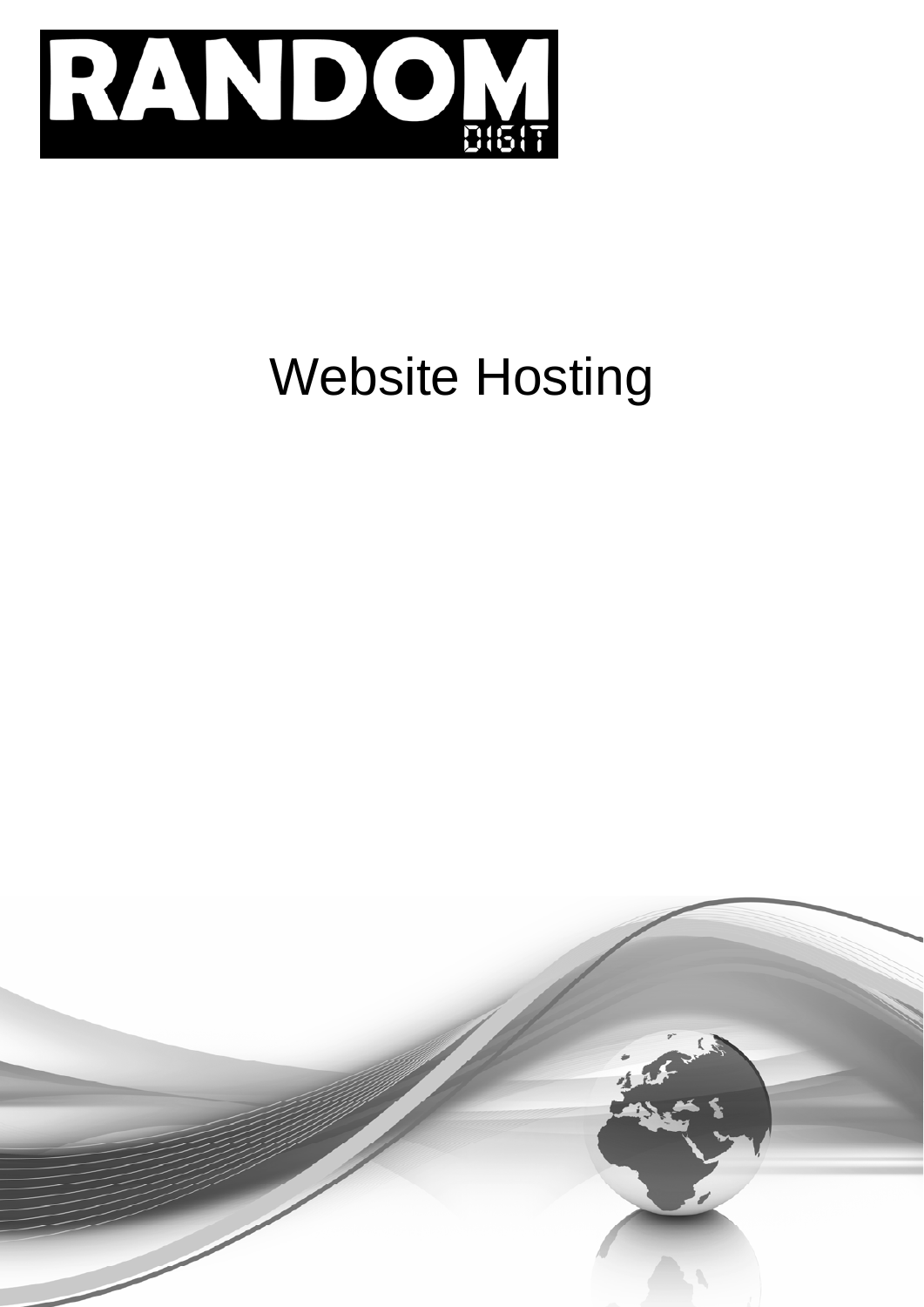RANDOM DIGIT

# Website Hosting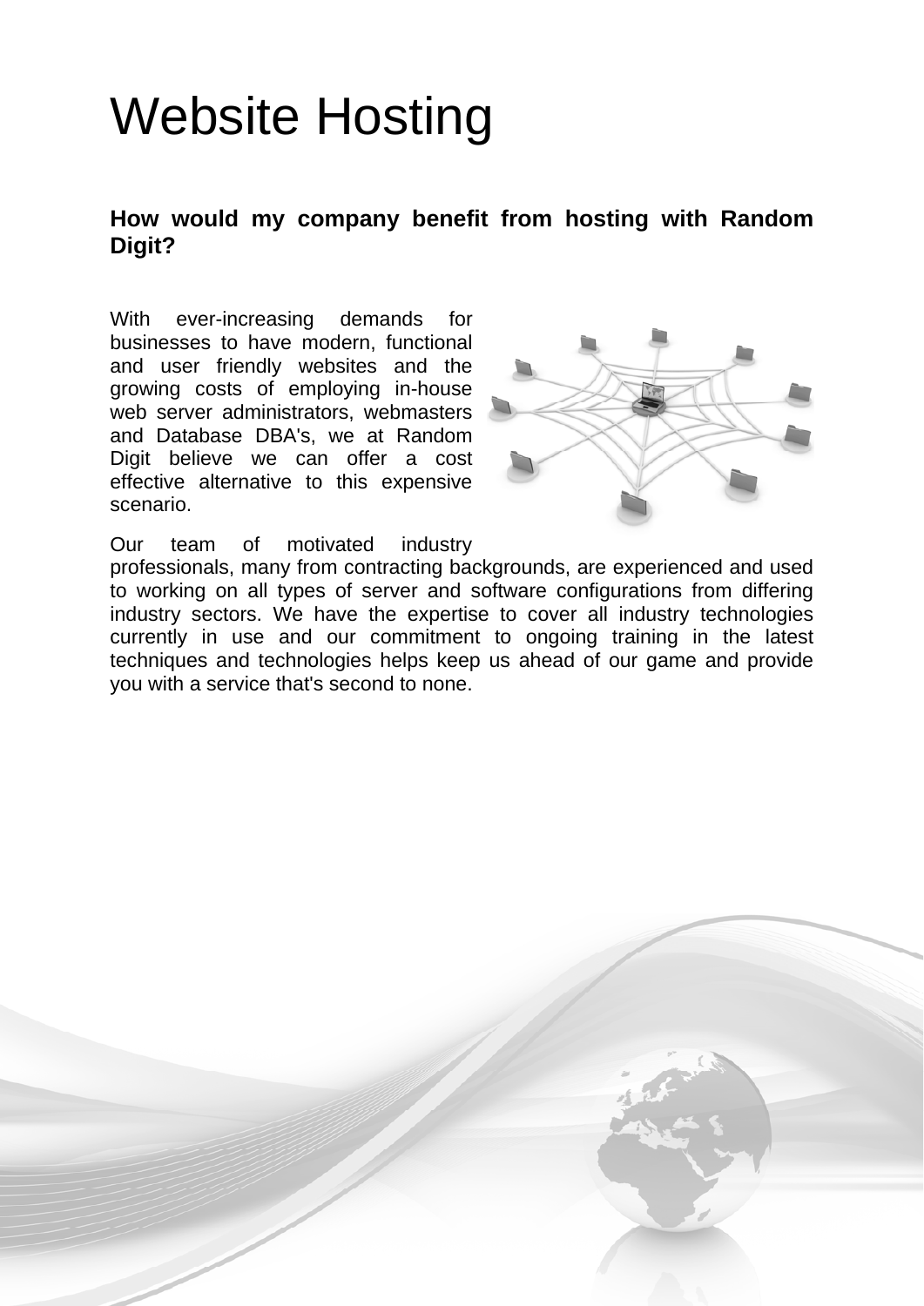# Website Hosting

**How would my company benefit from hosting with Random Digit?**

With ever-increasing demands for businesses to have modern, functional and user friendly websites and the growing costs of employing in-house web server administrators, webmasters and Database DBA's, we at Random Digit believe we can offer a cost effective alternative to this expensive scenario.

Our team of motivated industry professionals, many from contracting backgrounds, are experienced and used to working on all types of server and software configurations from differing industry sectors. We have the expertise to cover all industry technologies currently in use and our commitment to ongoing training in the latest techniques and technologies helps keep us ahead of our game and provide you with a service that's second to none.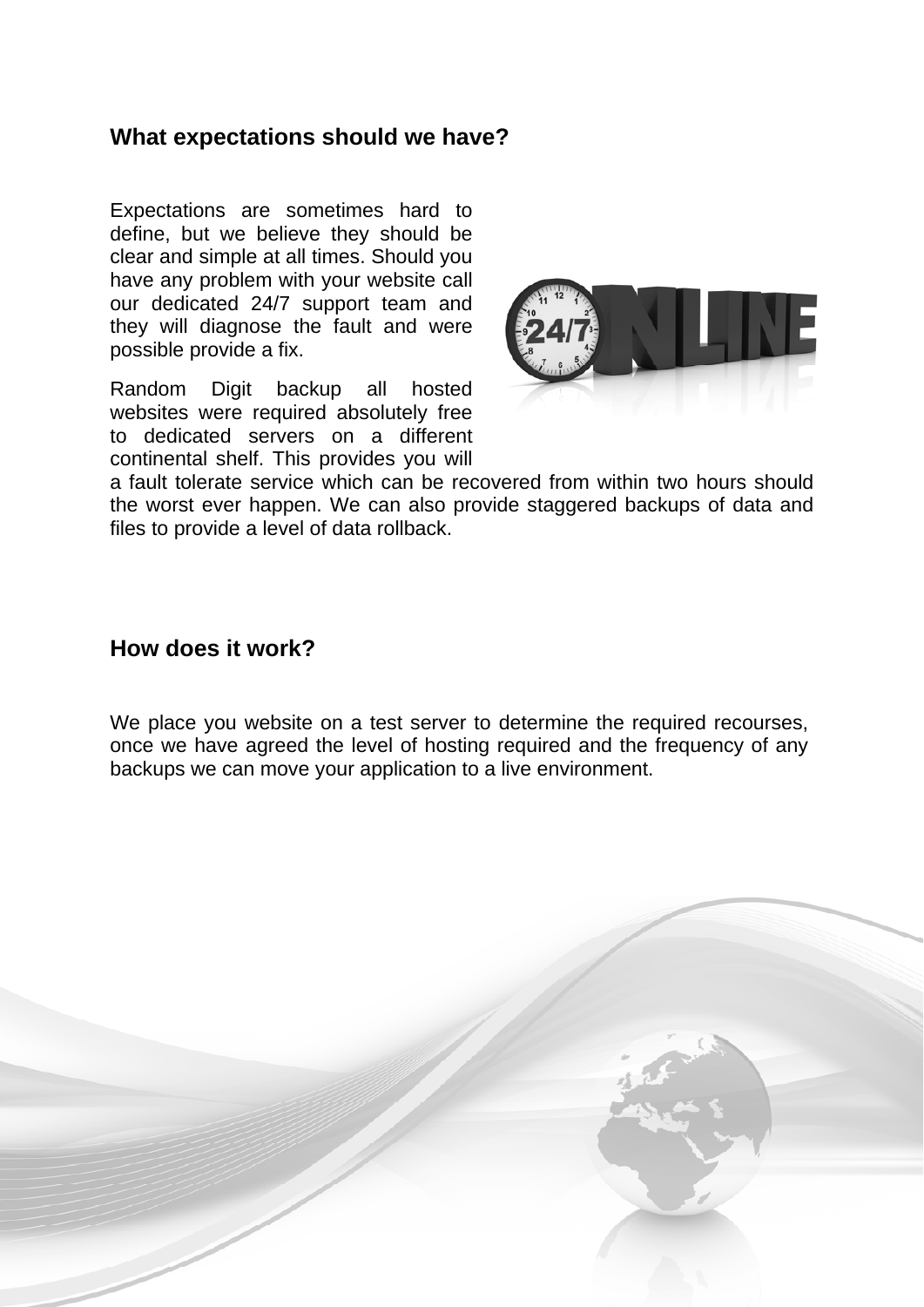## What expectations should we have?

Expectations are sometimes hard to define, but we believe they should be clear and simple at all times. Should you have any problem with your website call our dedicated 24/7 support team and they will diagnose the fault and were possible provide a fix.

Random Digit backup all hosted websites were required absolutely free to dedicated servers on a different continental shelf. This provides you will a fault tolerate service which can be recovered from within two hours should the worst ever happen. We can also provide staggered backups of data and files to provide a level of data rollback.

## How does it work?

We place you website on a test server to determine the required recourses, once we have agreed the level of hosting required and the frequency of any backups we can move your application to a live environment.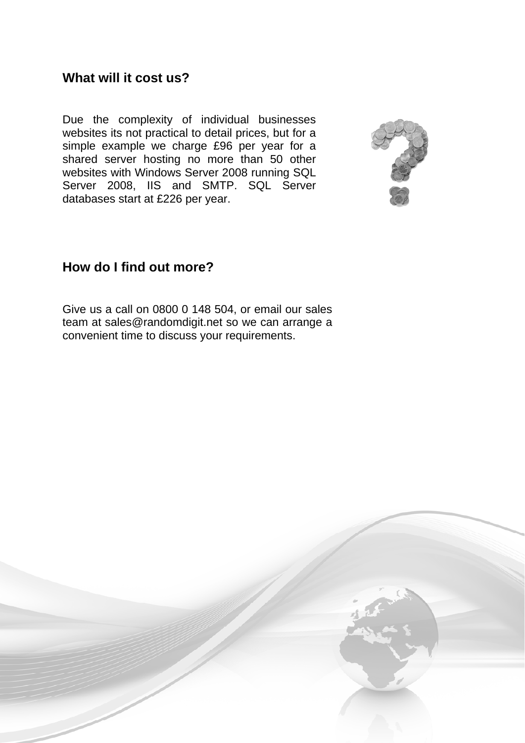## What will it cost us?

Due the complexity of individual businesses websites its not practical to detail prices, but for a simple example we charge £96 per year for a shared server hosting no more than 50 other websites with Windows Server 2008 running SQL Server 2008, IIS and SMTP. SQL Server databases start at £226 per year.

## How do I find out more?

Give us a call on 0800 0 148 504, or email our sales team at sales@randomdigit.net so we can arrange a convenient time to discuss your requirements.